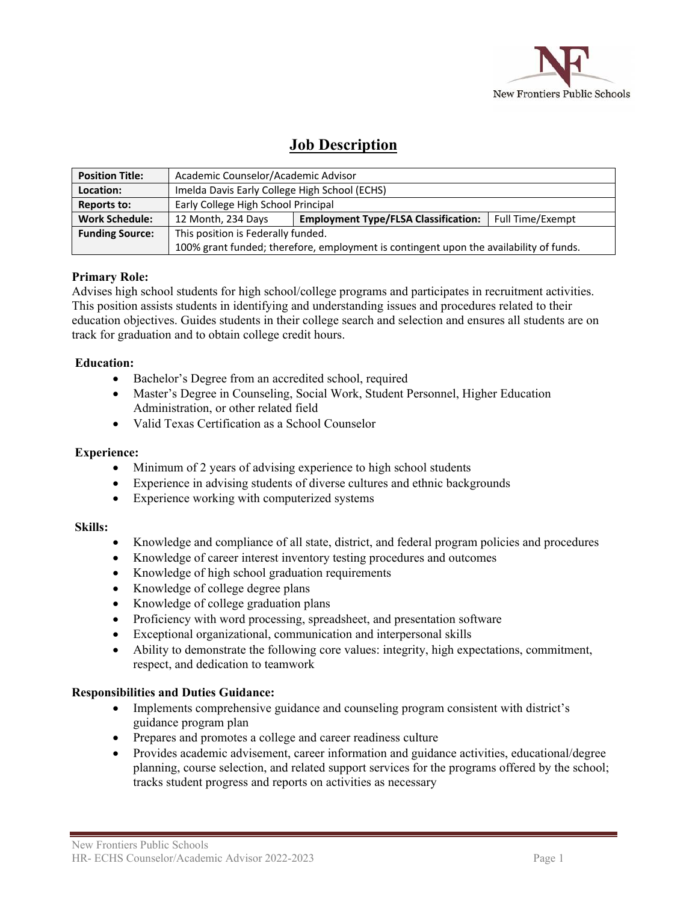New Frontiers Public Schools

# Job Description

| Position Title: | Academic Counselor/Academic Advisor | | |
|---|---|---|---|
| Location: | Imelda Davis Early College High School (ECHS) | | |
| Reports to: | Early College High School Principal | | |
| Work Schedule: | 12 Month, 234 Days | Employment Type/FLSA Classification: | Full Time/Exempt |
| Funding Source: | This position is Federally funded. 100% grant funded; therefore, employment is contingent upon the availability of funds. | | |

**Primary Role:**
Advises high school students for high school/college programs and participates in recruitment activities. This position assists students in identifying and understanding issues and procedures related to their education objectives. Guides students in their college search and selection and ensures all students are on track for graduation and to obtain college credit hours.

**Education:**

- Bachelor's Degree from an accredited school, required
- Master's Degree in Counseling, Social Work, Student Personnel, Higher Education Administration, or other related field
- Valid Texas Certification as a School Counselor

**Experience:**

- Minimum of 2 years of advising experience to high school students
- Experience in advising students of diverse cultures and ethnic backgrounds
- Experience working with computerized systems

**Skills:**

- Knowledge and compliance of all state, district, and federal program policies and procedures
- Knowledge of career interest inventory testing procedures and outcomes
- Knowledge of high school graduation requirements
- Knowledge of college degree plans
- Knowledge of college graduation plans
- Proficiency with word processing, spreadsheet, and presentation software
- Exceptional organizational, communication and interpersonal skills
- Ability to demonstrate the following core values: integrity, high expectations, commitment, respect, and dedication to teamwork

**Responsibilities and Duties Guidance:**

- Implements comprehensive guidance and counseling program consistent with district's guidance program plan
- Prepares and promotes a college and career readiness culture
- Provides academic advisement, career information and guidance activities, educational/degree planning, course selection, and related support services for the programs offered by the school; tracks student progress and reports on activities as necessary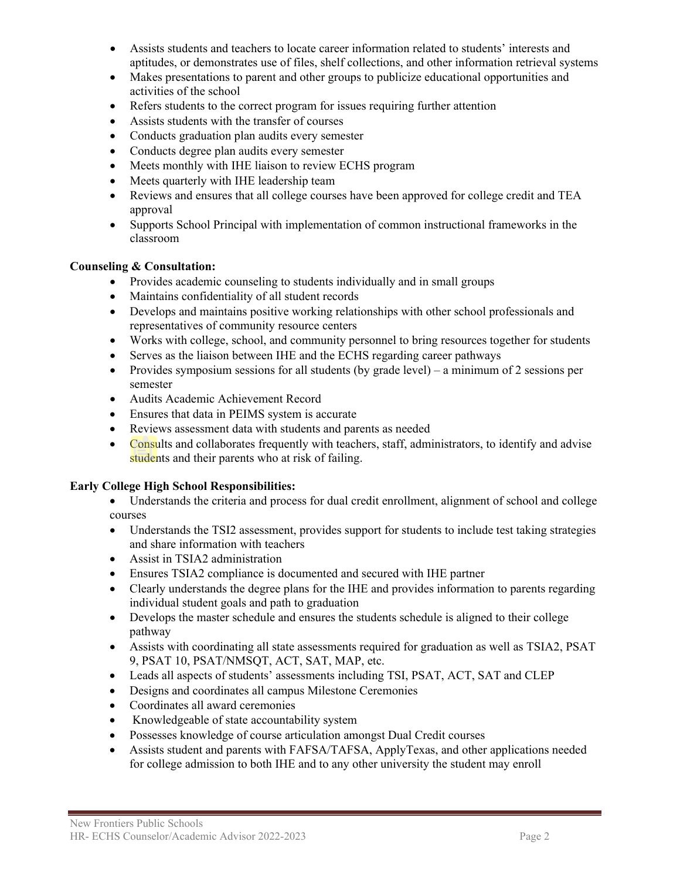- Assists students and teachers to locate career information related to students' interests and aptitudes, or demonstrates use of files, shelf collections, and other information retrieval systems
- Makes presentations to parent and other groups to publicize educational opportunities and activities of the school
- Refers students to the correct program for issues requiring further attention
- Assists students with the transfer of courses
- Conducts graduation plan audits every semester
- Conducts degree plan audits every semester
- Meets monthly with IHE liaison to review ECHS program
- Meets quarterly with IHE leadership team
- Reviews and ensures that all college courses have been approved for college credit and TEA approval
- Supports School Principal with implementation of common instructional frameworks in the classroom

**Counseling & Consultation:**

- Provides academic counseling to students individually and in small groups
- Maintains confidentiality of all student records
- Develops and maintains positive working relationships with other school professionals and representatives of community resource centers
- Works with college, school, and community personnel to bring resources together for students
- Serves as the liaison between IHE and the ECHS regarding career pathways
- Provides symposium sessions for all students (by grade level) – a minimum of 2 sessions per semester
- Audits Academic Achievement Record
- Ensures that data in PEIMS system is accurate
- Reviews assessment data with students and parents as needed
- Consults and collaborates frequently with teachers, staff, administrators, to identify and advise students and their parents who at risk of failing.

**Early College High School Responsibilities:**

- Understands the criteria and process for dual credit enrollment, alignment of school and college courses
- Understands the TSI2 assessment, provides support for students to include test taking strategies and share information with teachers
- Assist in TSIA2 administration
- Ensures TSIA2 compliance is documented and secured with IHE partner
- Clearly understands the degree plans for the IHE and provides information to parents regarding individual student goals and path to graduation
- Develops the master schedule and ensures the students schedule is aligned to their college pathway
- Assists with coordinating all state assessments required for graduation as well as TSIA2, PSAT 9, PSAT 10, PSAT/NMSQT, ACT, SAT, MAP, etc.
- Leads all aspects of students' assessments including TSI, PSAT, ACT, SAT and CLEP
- Designs and coordinates all campus Milestone Ceremonies
- Coordinates all award ceremonies
- Knowledgeable of state accountability system
- Possesses knowledge of course articulation amongst Dual Credit courses
- Assists student and parents with FAFSA/TAFSA, ApplyTexas, and other applications needed for college admission to both IHE and to any other university the student may enroll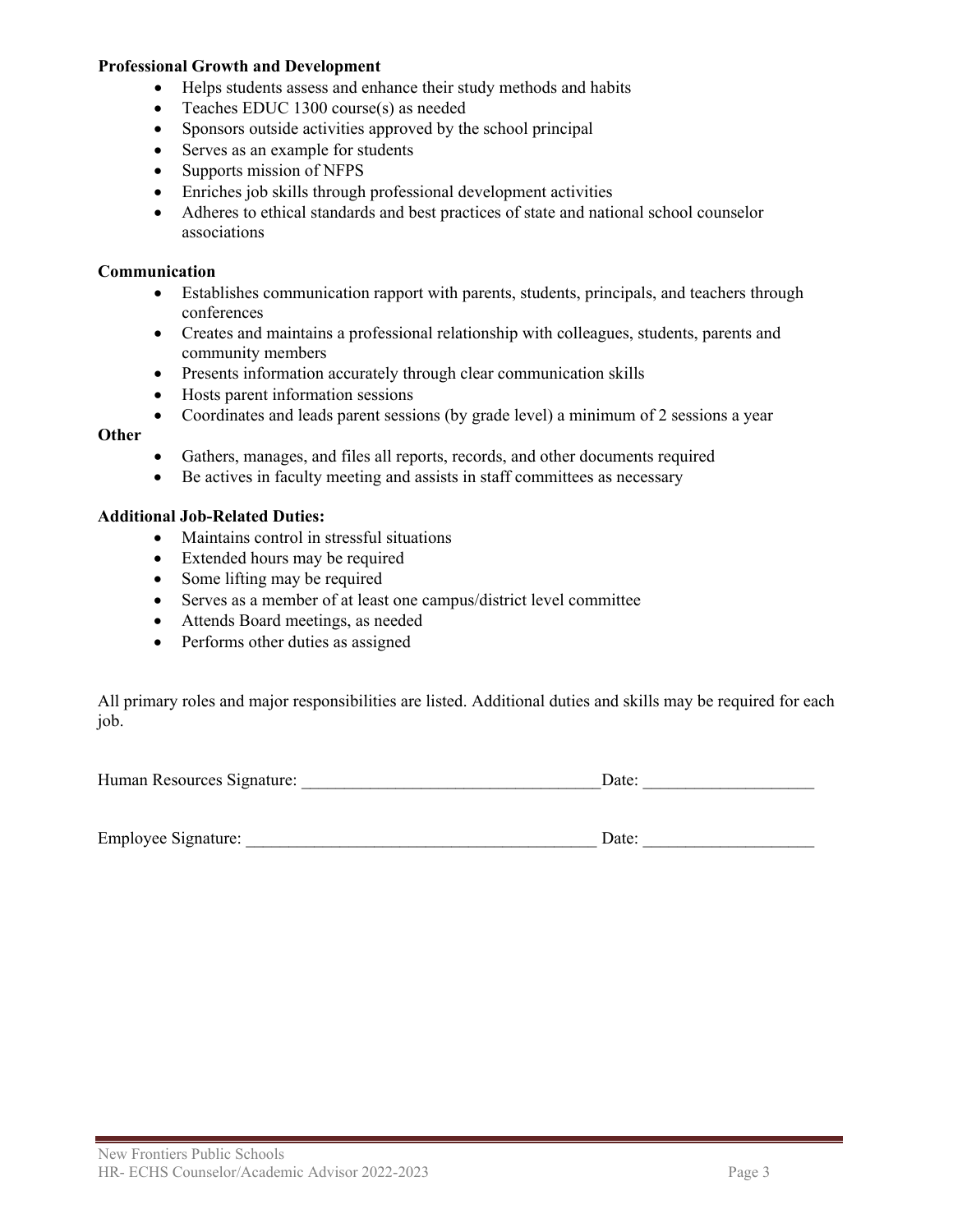**Professional Growth and Development**

- Helps students assess and enhance their study methods and habits
- Teaches EDUC 1300 course(s) as needed
- Sponsors outside activities approved by the school principal
- Serves as an example for students
- Supports mission of NFPS
- Enriches job skills through professional development activities
- Adheres to ethical standards and best practices of state and national school counselor associations

**Communication**

- Establishes communication rapport with parents, students, principals, and teachers through conferences
- Creates and maintains a professional relationship with colleagues, students, parents and community members
- Presents information accurately through clear communication skills
- Hosts parent information sessions
- Coordinates and leads parent sessions (by grade level) a minimum of 2 sessions a year

**Other**

- Gathers, manages, and files all reports, records, and other documents required
- Be actives in faculty meeting and assists in staff committees as necessary

**Additional Job-Related Duties:**

- Maintains control in stressful situations
- Extended hours may be required
- Some lifting may be required
- Serves as a member of at least one campus/district level committee
- Attends Board meetings, as needed
- Performs other duties as assigned

All primary roles and major responsibilities are listed. Additional duties and skills may be required for each job.

Human Resources Signature: ___________________________________ Date: ____________________

Employee Signature: _________________________________________ Date: ____________________